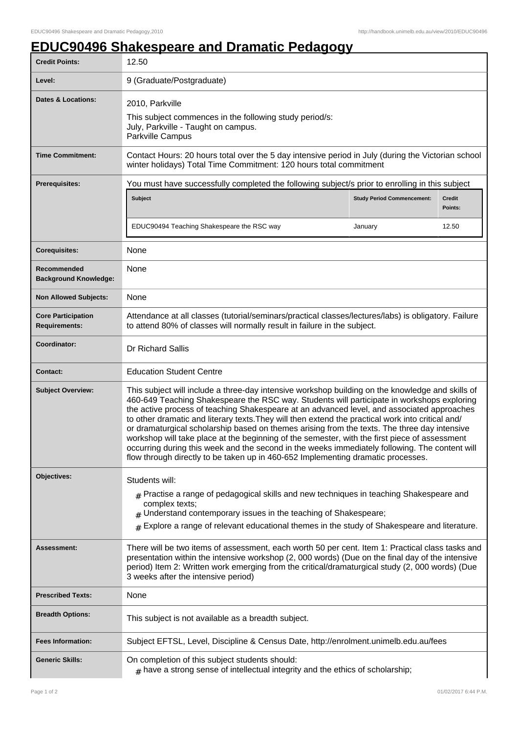# EDUC90496 Shakespeare and Dramatic Pedagogy

| | |
|---|---|
| **Credit Points:** | 12.50 |
| **Level:** | 9 (Graduate/Postgraduate) |
| **Dates & Locations:** | 2010, Parkville<br>This subject commences in the following study period/s:<br>July, Parkville - Taught on campus.<br>Parkville Campus |
| **Time Commitment:** | Contact Hours: 20 hours total over the 5 day intensive period in July (during the Victorian school winter holidays) Total Time Commitment: 120 hours total commitment |
| **Prerequisites:** | You must have successfully completed the following subject/s prior to enrolling in this subject<br><br>**Subject** / **Study Period Commencement:** / **Credit Points:**<br>EDUC90494 Teaching Shakespeare the RSC way / January / 12.50 |
| **Corequisites:** | None |
| **Recommended Background Knowledge:** | None |
| **Non Allowed Subjects:** | None |
| **Core Participation Requirements:** | Attendance at all classes (tutorial/seminars/practical classes/lectures/labs) is obligatory. Failure to attend 80% of classes will normally result in failure in the subject. |
| **Coordinator:** | Dr Richard Sallis |
| **Contact:** | Education Student Centre |
| **Subject Overview:** | This subject will include a three-day intensive workshop building on the knowledge and skills of 460-649 Teaching Shakespeare the RSC way. Students will participate in workshops exploring the active process of teaching Shakespeare at an advanced level, and associated approaches to other dramatic and literary texts.They will then extend the practical work into critical and/ or dramaturgical scholarship based on themes arising from the texts. The three day intensive workshop will take place at the beginning of the semester, with the first piece of assessment occurring during this week and the second in the weeks immediately following. The content will flow through directly to be taken up in 460-652 Implementing dramatic processes. |
| **Objectives:** | Students will:<br># Practise a range of pedagogical skills and new techniques in teaching Shakespeare and complex texts;<br># Understand contemporary issues in the teaching of Shakespeare;<br># Explore a range of relevant educational themes in the study of Shakespeare and literature. |
| **Assessment:** | There will be two items of assessment, each worth 50 per cent. Item 1: Practical class tasks and presentation within the intensive workshop (2, 000 words) (Due on the final day of the intensive period) Item 2: Written work emerging from the critical/dramaturgical study (2, 000 words) (Due 3 weeks after the intensive period) |
| **Prescribed Texts:** | None |
| **Breadth Options:** | This subject is not available as a breadth subject. |
| **Fees Information:** | Subject EFTSL, Level, Discipline & Census Date, http://enrolment.unimelb.edu.au/fees |
| **Generic Skills:** | On completion of this subject students should:<br># have a strong sense of intellectual integrity and the ethics of scholarship; |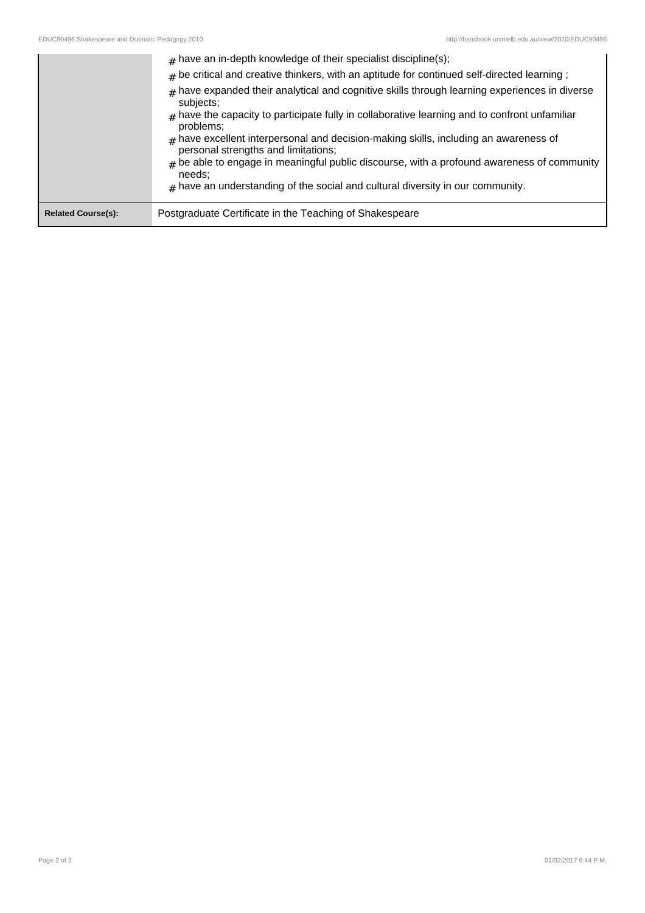| | |
|---|---|
| | # have an in-depth knowledge of their specialist discipline(s);<br># be critical and creative thinkers, with an aptitude for continued self-directed learning ;<br># have expanded their analytical and cognitive skills through learning experiences in diverse subjects;<br># have the capacity to participate fully in collaborative learning and to confront unfamiliar problems;<br># have excellent interpersonal and decision-making skills, including an awareness of personal strengths and limitations;<br># be able to engage in meaningful public discourse, with a profound awareness of community needs;<br># have an understanding of the social and cultural diversity in our community. |
| **Related Course(s):** | Postgraduate Certificate in the Teaching of Shakespeare |